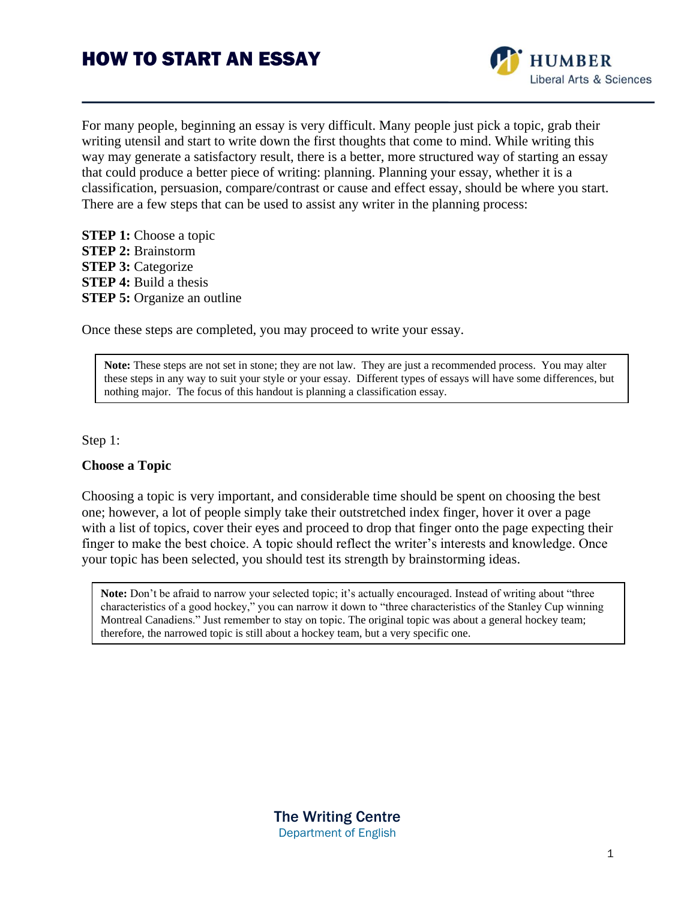# HOW TO START AN ESSAY

For many people, beginning an essay is very difficult. Many people just pick a topic, grab their writing utensil and start to write down the first thoughts that come to mind. While writing this way may generate a satisfactory result, there is a better, more structured way of starting an essay that could produce a better piece of writing: planning. Planning your essay, whether it is a classification, persuasion, compare/contrast or cause and effect essay, should be where you start. There are a few steps that can be used to assist any writer in the planning process:

**STEP 1:** Choose a topic
**STEP 2:** Brainstorm
**STEP 3:** Categorize
**STEP 4:** Build a thesis
**STEP 5:** Organize an outline

Once these steps are completed, you may proceed to write your essay.

> **Note:** These steps are not set in stone; they are not law. They are just a recommended process. You may alter these steps in any way to suit your style or your essay. Different types of essays will have some differences, but nothing major. The focus of this handout is planning a classification essay.

Step 1:

**Choose a Topic**

Choosing a topic is very important, and considerable time should be spent on choosing the best one; however, a lot of people simply take their outstretched index finger, hover it over a page with a list of topics, cover their eyes and proceed to drop that finger onto the page expecting their finger to make the best choice. A topic should reflect the writer's interests and knowledge. Once your topic has been selected, you should test its strength by brainstorming ideas.

> **Note:** Don't be afraid to narrow your selected topic; it's actually encouraged. Instead of writing about "three characteristics of a good hockey," you can narrow it down to "three characteristics of the Stanley Cup winning Montreal Canadiens." Just remember to stay on topic. The original topic was about a general hockey team; therefore, the narrowed topic is still about a hockey team, but a very specific one.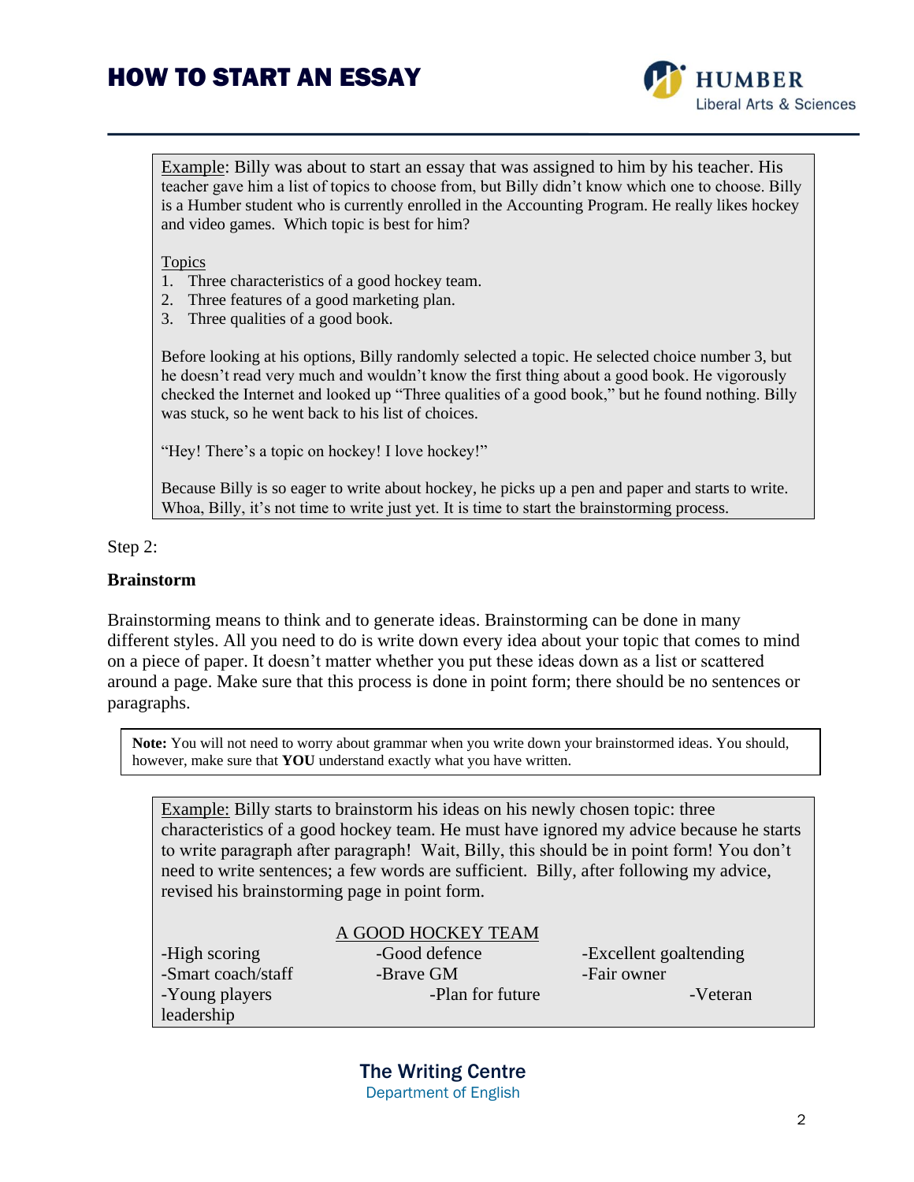Example: Billy was about to start an essay that was assigned to him by his teacher. His teacher gave him a list of topics to choose from, but Billy didn't know which one to choose. Billy is a Humber student who is currently enrolled in the Accounting Program. He really likes hockey and video games. Which topic is best for him?

Topics

1. Three characteristics of a good hockey team.
2. Three features of a good marketing plan.
3. Three qualities of a good book.

Before looking at his options, Billy randomly selected a topic. He selected choice number 3, but he doesn't read very much and wouldn't know the first thing about a good book. He vigorously checked the Internet and looked up "Three qualities of a good book," but he found nothing. Billy was stuck, so he went back to his list of choices.

"Hey! There's a topic on hockey! I love hockey!"

Because Billy is so eager to write about hockey, he picks up a pen and paper and starts to write. Whoa, Billy, it's not time to write just yet. It is time to start the brainstorming process.

Step 2:

**Brainstorm**

Brainstorming means to think and to generate ideas. Brainstorming can be done in many different styles. All you need to do is write down every idea about your topic that comes to mind on a piece of paper. It doesn't matter whether you put these ideas down as a list or scattered around a page. Make sure that this process is done in point form; there should be no sentences or paragraphs.

**Note:** You will not need to worry about grammar when you write down your brainstormed ideas. You should, however, make sure that **YOU** understand exactly what you have written.

Example: Billy starts to brainstorm his ideas on his newly chosen topic: three characteristics of a good hockey team. He must have ignored my advice because he starts to write paragraph after paragraph! Wait, Billy, this should be in point form! You don't need to write sentences; a few words are sufficient. Billy, after following my advice, revised his brainstorming page in point form.

A GOOD HOCKEY TEAM

-High scoring  
-Good defence  
-Excellent goaltending  
-Smart coach/staff  
-Brave GM  
-Fair owner  
-Young players  
-Plan for future  
-Veteran leadership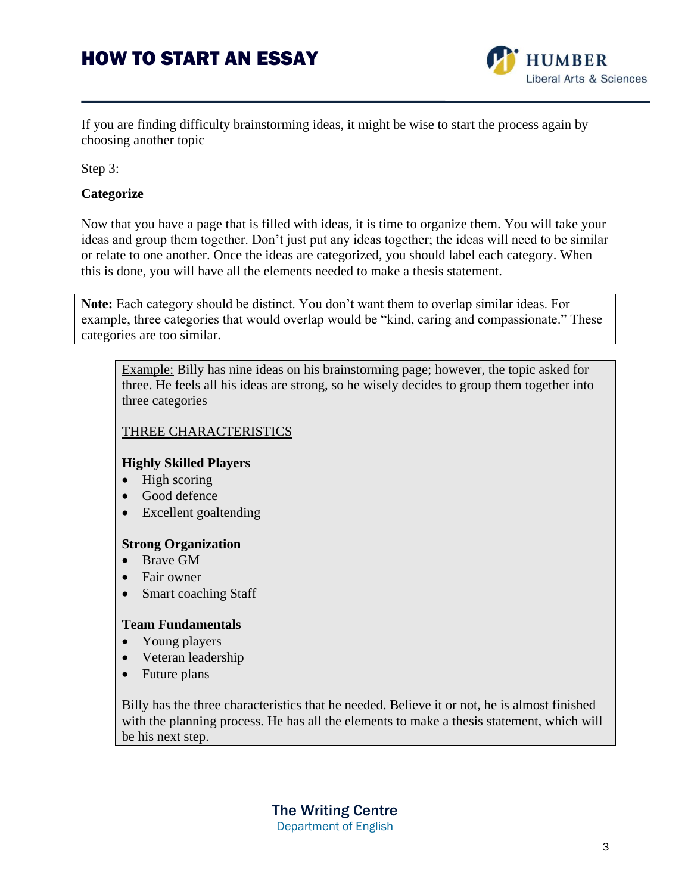If you are finding difficulty brainstorming ideas, it might be wise to start the process again by choosing another topic

Step 3:

**Categorize**

Now that you have a page that is filled with ideas, it is time to organize them. You will take your ideas and group them together. Don't just put any ideas together; the ideas will need to be similar or relate to one another. Once the ideas are categorized, you should label each category. When this is done, you will have all the elements needed to make a thesis statement.

> **Note:** Each category should be distinct. You don't want them to overlap similar ideas. For example, three categories that would overlap would be "kind, caring and compassionate." These categories are too similar.

> Example: Billy has nine ideas on his brainstorming page; however, the topic asked for three. He feels all his ideas are strong, so he wisely decides to group them together into three categories
>
> THREE CHARACTERISTICS
>
> **Highly Skilled Players**
> - High scoring
> - Good defence
> - Excellent goaltending
>
> **Strong Organization**
> - Brave GM
> - Fair owner
> - Smart coaching Staff
>
> **Team Fundamentals**
> - Young players
> - Veteran leadership
> - Future plans
>
> Billy has the three characteristics that he needed. Believe it or not, he is almost finished with the planning process. He has all the elements to make a thesis statement, which will be his next step.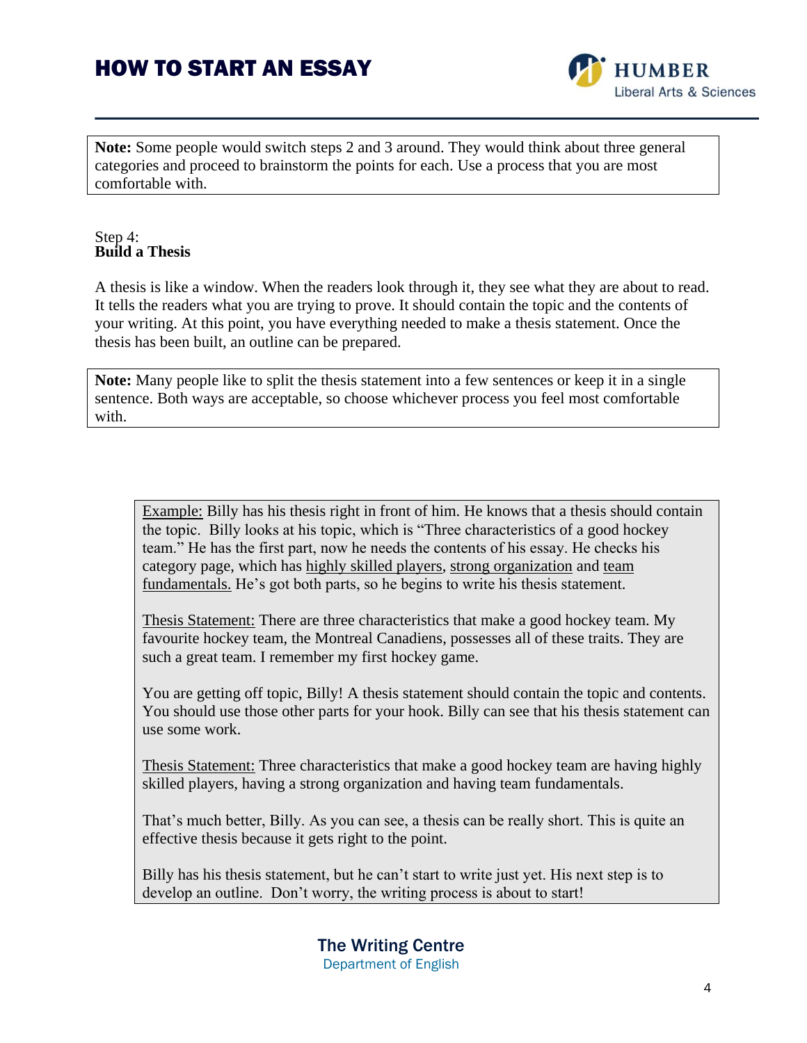**Note:** Some people would switch steps 2 and 3 around. They would think about three general categories and proceed to brainstorm the points for each. Use a process that you are most comfortable with.

Step 4:
**Build a Thesis**

A thesis is like a window. When the readers look through it, they see what they are about to read. It tells the readers what you are trying to prove. It should contain the topic and the contents of your writing. At this point, you have everything needed to make a thesis statement. Once the thesis has been built, an outline can be prepared.

**Note:** Many people like to split the thesis statement into a few sentences or keep it in a single sentence. Both ways are acceptable, so choose whichever process you feel most comfortable with.

<u>Example:</u> Billy has his thesis right in front of him. He knows that a thesis should contain the topic. Billy looks at his topic, which is "Three characteristics of a good hockey team." He has the first part, now he needs the contents of his essay. He checks his category page, which has <u>highly skilled players</u>, <u>strong organization</u> and <u>team fundamentals.</u> He's got both parts, so he begins to write his thesis statement.

<u>Thesis Statement:</u> There are three characteristics that make a good hockey team. My favourite hockey team, the Montreal Canadiens, possesses all of these traits. They are such a great team. I remember my first hockey game.

You are getting off topic, Billy! A thesis statement should contain the topic and contents. You should use those other parts for your hook. Billy can see that his thesis statement can use some work.

<u>Thesis Statement:</u> Three characteristics that make a good hockey team are having highly skilled players, having a strong organization and having team fundamentals.

That's much better, Billy. As you can see, a thesis can be really short. This is quite an effective thesis because it gets right to the point.

Billy has his thesis statement, but he can't start to write just yet. His next step is to develop an outline. Don't worry, the writing process is about to start!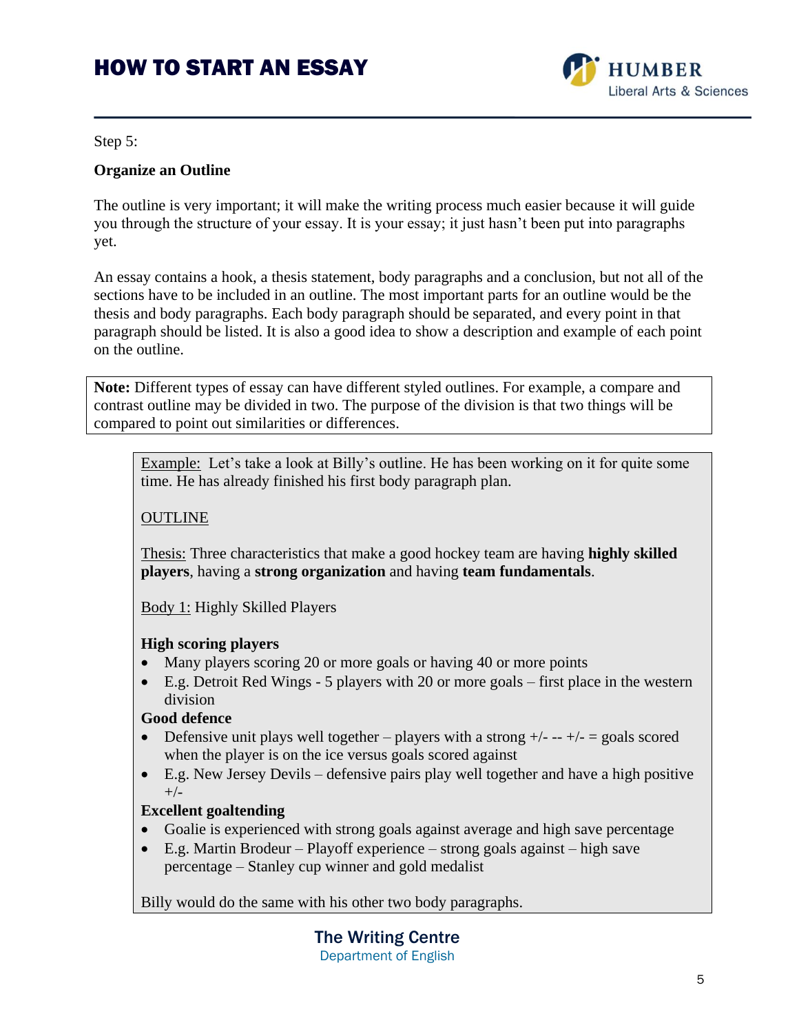Step 5:

**Organize an Outline**

The outline is very important; it will make the writing process much easier because it will guide you through the structure of your essay. It is your essay; it just hasn't been put into paragraphs yet.

An essay contains a hook, a thesis statement, body paragraphs and a conclusion, but not all of the sections have to be included in an outline. The most important parts for an outline would be the thesis and body paragraphs. Each body paragraph should be separated, and every point in that paragraph should be listed. It is also a good idea to show a description and example of each point on the outline.

> **Note:** Different types of essay can have different styled outlines. For example, a compare and contrast outline may be divided in two. The purpose of the division is that two things will be compared to point out similarities or differences.

Example: Let's take a look at Billy's outline. He has been working on it for quite some time. He has already finished his first body paragraph plan.

OUTLINE

Thesis: Three characteristics that make a good hockey team are having **highly skilled players**, having a **strong organization** and having **team fundamentals**.

Body 1: Highly Skilled Players

**High scoring players**

- Many players scoring 20 or more goals or having 40 or more points
- E.g. Detroit Red Wings - 5 players with 20 or more goals – first place in the western division

**Good defence**

- Defensive unit plays well together – players with a strong +/- -- +/- = goals scored when the player is on the ice versus goals scored against
- E.g. New Jersey Devils – defensive pairs play well together and have a high positive +/-

**Excellent goaltending**

- Goalie is experienced with strong goals against average and high save percentage
- E.g. Martin Brodeur – Playoff experience – strong goals against – high save percentage – Stanley cup winner and gold medalist

Billy would do the same with his other two body paragraphs.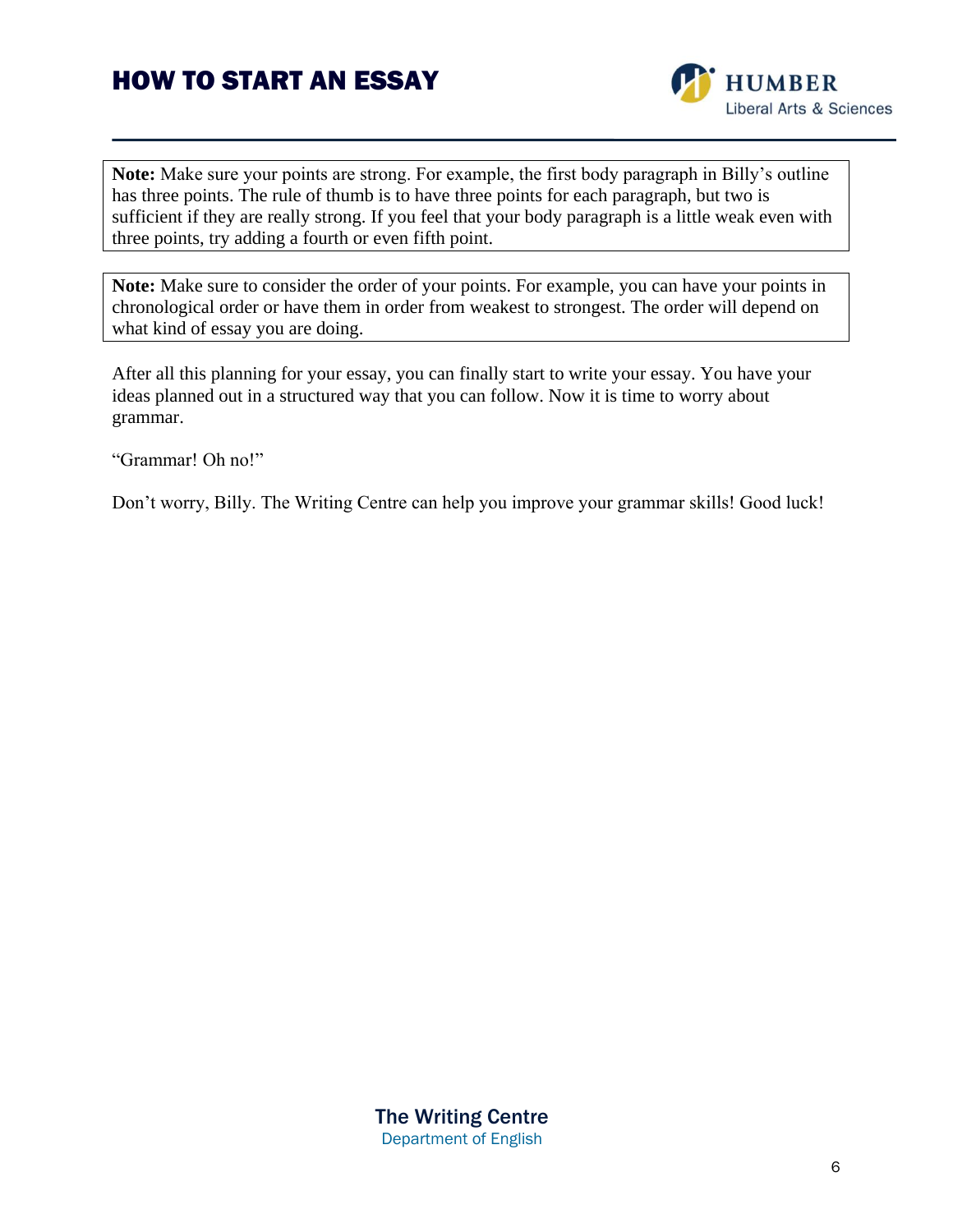**Note:** Make sure your points are strong. For example, the first body paragraph in Billy's outline has three points. The rule of thumb is to have three points for each paragraph, but two is sufficient if they are really strong. If you feel that your body paragraph is a little weak even with three points, try adding a fourth or even fifth point.

**Note:** Make sure to consider the order of your points. For example, you can have your points in chronological order or have them in order from weakest to strongest. The order will depend on what kind of essay you are doing.

After all this planning for your essay, you can finally start to write your essay. You have your ideas planned out in a structured way that you can follow. Now it is time to worry about grammar.

"Grammar! Oh no!"

Don't worry, Billy. The Writing Centre can help you improve your grammar skills! Good luck!